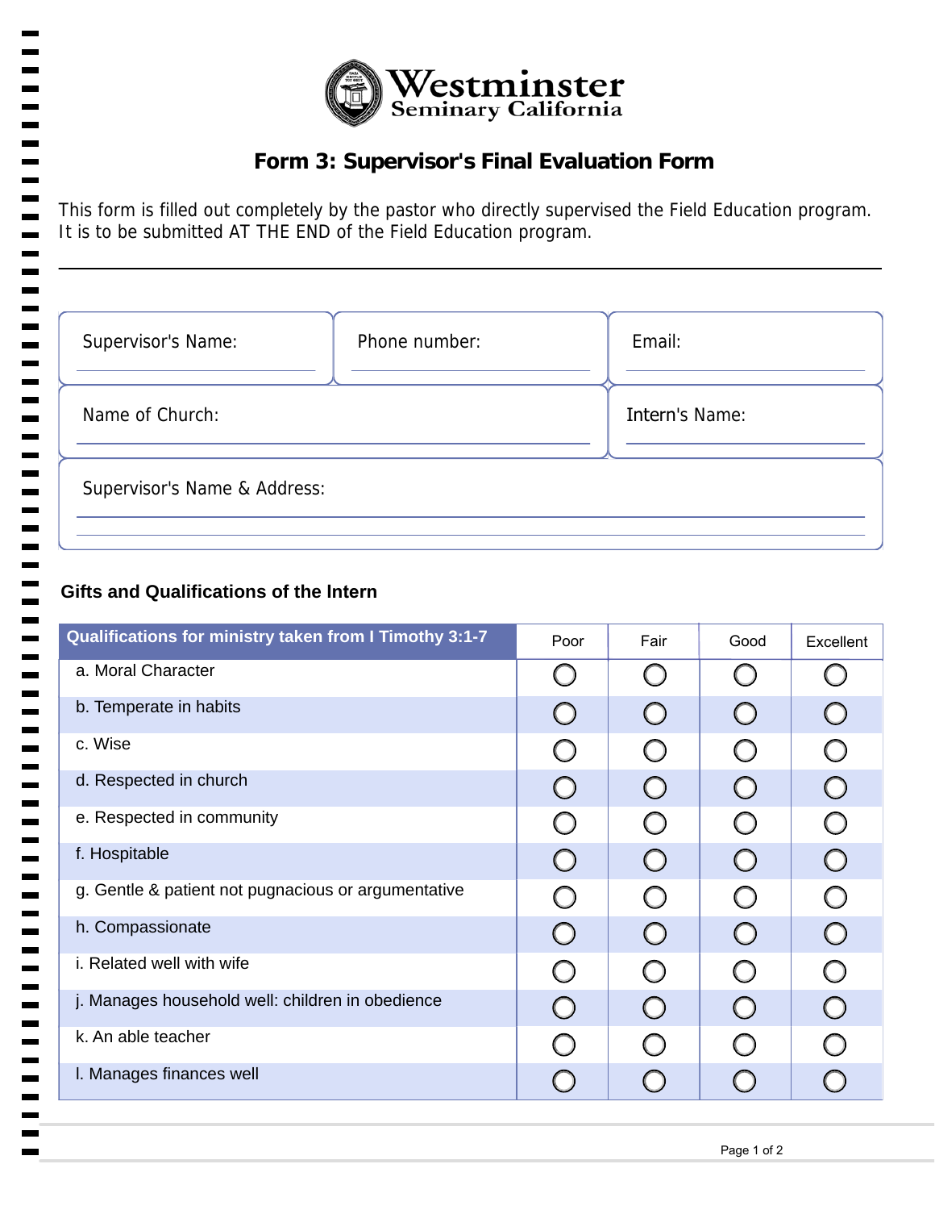# Westminster Seminary California

## Form 3: Supervisor's Final Evaluation Form

This form is filled out completely by the pastor who directly supervised the Field Education program. It is to be submitted AT THE END of the Field Education program.

---

| Supervisor's Name: | Phone number: | Email: |
|---|---|---|
| | | |

| Name of Church: | Intern's Name: |
|---|---|
| | |

| Supervisor's Name & Address: |
|---|
| |

### Gifts and Qualifications of the Intern

| Qualifications for ministry taken from I Timothy 3:1-7 | Poor | Fair | Good | Excellent |
|---|---|---|---|---|
| a. Moral Character | ○ | ○ | ○ | ○ |
| b. Temperate in habits | ○ | ○ | ○ | ○ |
| c. Wise | ○ | ○ | ○ | ○ |
| d. Respected in church | ○ | ○ | ○ | ○ |
| e. Respected in community | ○ | ○ | ○ | ○ |
| f. Hospitable | ○ | ○ | ○ | ○ |
| g. Gentle & patient not pugnacious or argumentative | ○ | ○ | ○ | ○ |
| h. Compassionate | ○ | ○ | ○ | ○ |
| i. Related well with wife | ○ | ○ | ○ | ○ |
| j. Manages household well: children in obedience | ○ | ○ | ○ | ○ |
| k. An able teacher | ○ | ○ | ○ | ○ |
| l. Manages finances well | ○ | ○ | ○ | ○ |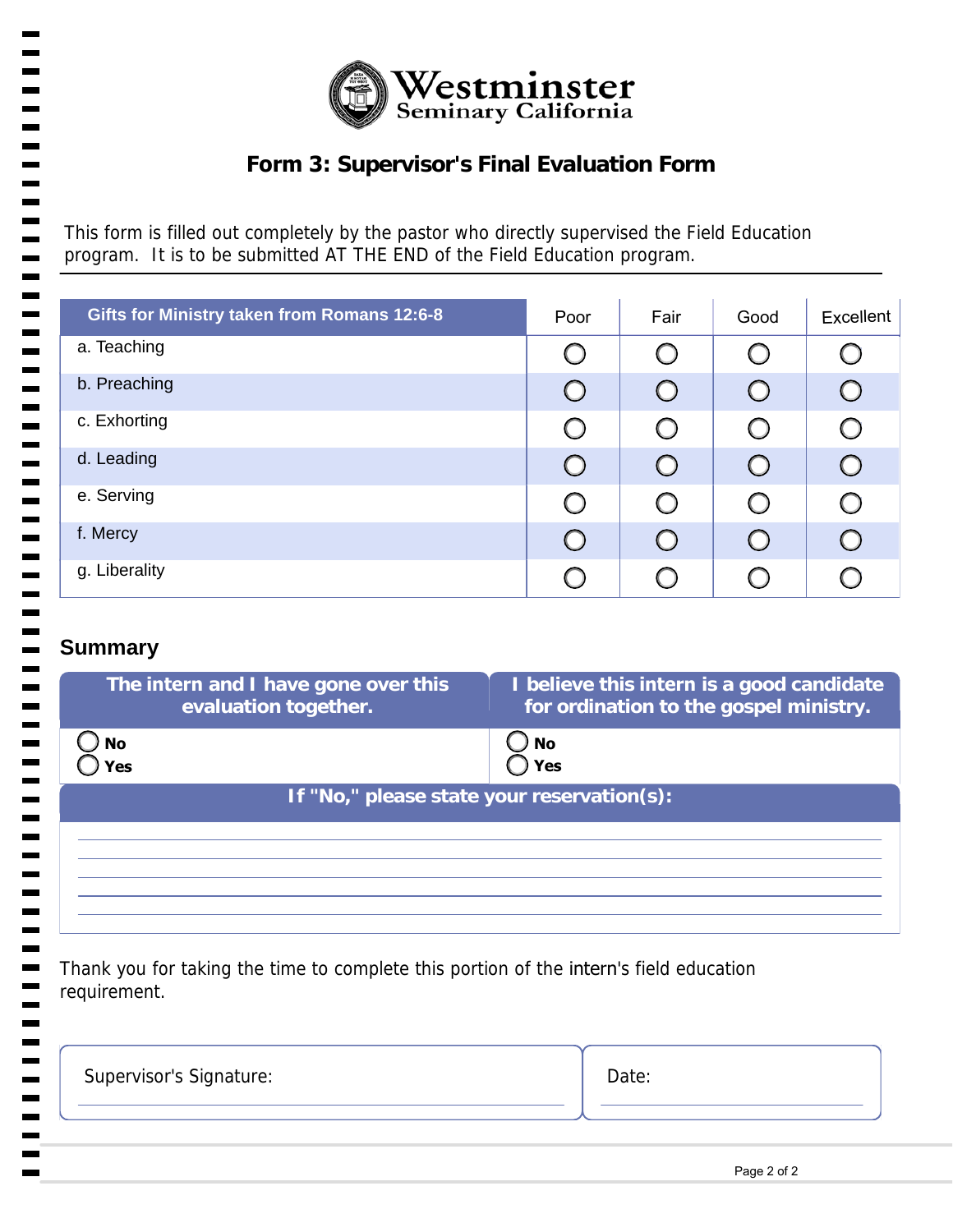Westminster Seminary California

# Form 3: Supervisor's Final Evaluation Form

This form is filled out completely by the pastor who directly supervised the Field Education program. It is to be submitted AT THE END of the Field Education program.

| Gifts for Ministry taken from Romans 12:6-8 | Poor | Fair | Good | Excellent |
|---|---|---|---|---|
| a. Teaching | ◯ | ◯ | ◯ | ◯ |
| b. Preaching | ◯ | ◯ | ◯ | ◯ |
| c. Exhorting | ◯ | ◯ | ◯ | ◯ |
| d. Leading | ◯ | ◯ | ◯ | ◯ |
| e. Serving | ◯ | ◯ | ◯ | ◯ |
| f. Mercy | ◯ | ◯ | ◯ | ◯ |
| g. Liberality | ◯ | ◯ | ◯ | ◯ |

## Summary

| The intern and I have gone over this evaluation together. | I believe this intern is a good candidate for ordination to the gospel ministry. |
|---|---|
| ◯ **No**<br>◯ **Yes** | ◯ **No**<br>◯ **Yes** |

**If "No," please state your reservation(s):**

\_\_\_\_\_\_\_\_\_\_\_\_\_\_\_\_\_\_\_\_\_\_\_\_\_\_\_\_\_\_\_\_\_\_\_\_\_\_\_\_\_\_\_\_\_\_\_\_\_\_\_\_\_\_\_\_\_\_\_\_\_\_\_\_\_\_\_\_\_\_\_\_

\_\_\_\_\_\_\_\_\_\_\_\_\_\_\_\_\_\_\_\_\_\_\_\_\_\_\_\_\_\_\_\_\_\_\_\_\_\_\_\_\_\_\_\_\_\_\_\_\_\_\_\_\_\_\_\_\_\_\_\_\_\_\_\_\_\_\_\_\_\_\_\_

\_\_\_\_\_\_\_\_\_\_\_\_\_\_\_\_\_\_\_\_\_\_\_\_\_\_\_\_\_\_\_\_\_\_\_\_\_\_\_\_\_\_\_\_\_\_\_\_\_\_\_\_\_\_\_\_\_\_\_\_\_\_\_\_\_\_\_\_\_\_\_\_

\_\_\_\_\_\_\_\_\_\_\_\_\_\_\_\_\_\_\_\_\_\_\_\_\_\_\_\_\_\_\_\_\_\_\_\_\_\_\_\_\_\_\_\_\_\_\_\_\_\_\_\_\_\_\_\_\_\_\_\_\_\_\_\_\_\_\_\_\_\_\_\_

\_\_\_\_\_\_\_\_\_\_\_\_\_\_\_\_\_\_\_\_\_\_\_\_\_\_\_\_\_\_\_\_\_\_\_\_\_\_\_\_\_\_\_\_\_\_\_\_\_\_\_\_\_\_\_\_\_\_\_\_\_\_\_\_\_\_\_\_\_\_\_\_

Thank you for taking the time to complete this portion of the intern's field education requirement.

Supervisor's Signature: \_\_\_\_\_\_\_\_\_\_\_\_\_\_\_\_\_\_\_\_\_\_\_\_\_\_\_\_\_\_\_\_\_\_ Date: \_\_\_\_\_\_\_\_\_\_\_\_\_\_\_\_